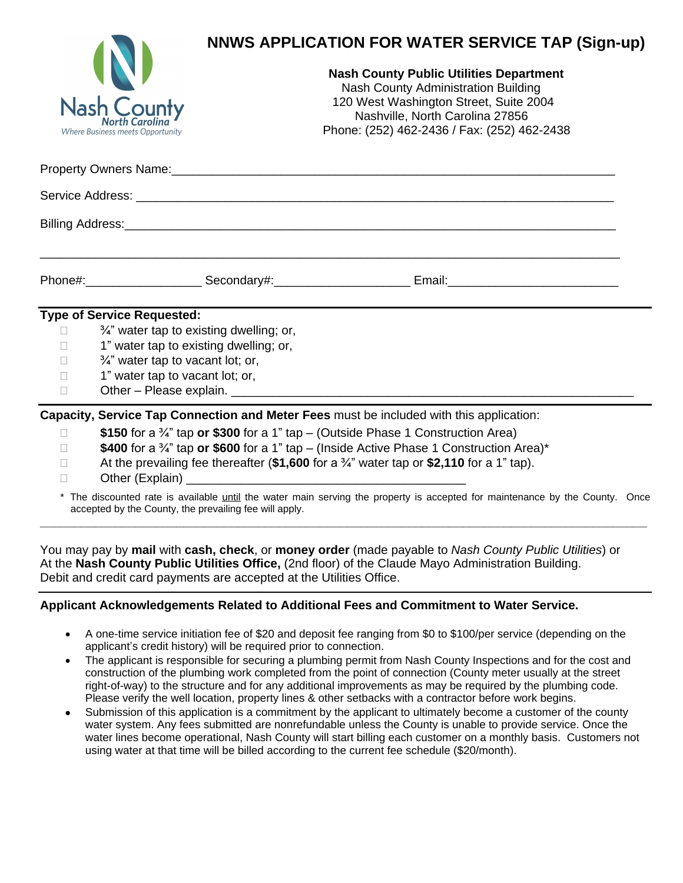# NNWS APPLICATION FOR WATER SERVICE TAP (Sign-up)

**Nash County Public Utilities Department**
Nash County Administration Building
120 West Washington Street, Suite 2004
Nashville, North Carolina 27856
Phone: (252) 462-2436 / Fax: (252) 462-2438

Property Owners Name:_______________________________________________

Service Address: _______________________________________________

Billing Address:_______________________________________________

_______________________________________________

Phone#:_______________ Secondary#:_______________ Email:_______________

**Type of Service Requested:**

- ☐ ¾" water tap to existing dwelling; or,
- ☐ 1" water tap to existing dwelling; or,
- ☐ ¾" water tap to vacant lot; or,
- ☐ 1" water tap to vacant lot; or,
- ☐ Other – Please explain. _______________________________________________

**Capacity, Service Tap Connection and Meter Fees** must be included with this application:

- ☐ **$150** for a ¾" tap **or $300** for a 1" tap – (Outside Phase 1 Construction Area)
- ☐ **$400** for a ¾" tap **or $600** for a 1" tap – (Inside Active Phase 1 Construction Area)*
- ☐ At the prevailing fee thereafter (**$1,600** for a ¾" water tap or **$2,110** for a 1" tap).
- ☐ Other (Explain) _______________________________________________

\* The discounted rate is available until the water main serving the property is accepted for maintenance by the County. Once accepted by the County, the prevailing fee will apply.

You may pay by **mail** with **cash, check**, or **money order** (made payable to *Nash County Public Utilities*) or At the **Nash County Public Utilities Office,** (2nd floor) of the Claude Mayo Administration Building. Debit and credit card payments are accepted at the Utilities Office.

**Applicant Acknowledgements Related to Additional Fees and Commitment to Water Service.**

- A one-time service initiation fee of $20 and deposit fee ranging from $0 to $100/per service (depending on the applicant's credit history) will be required prior to connection.
- The applicant is responsible for securing a plumbing permit from Nash County Inspections and for the cost and construction of the plumbing work completed from the point of connection (County meter usually at the street right-of-way) to the structure and for any additional improvements as may be required by the plumbing code. Please verify the well location, property lines & other setbacks with a contractor before work begins.
- Submission of this application is a commitment by the applicant to ultimately become a customer of the county water system. Any fees submitted are nonrefundable unless the County is unable to provide service. Once the water lines become operational, Nash County will start billing each customer on a monthly basis. Customers not using water at that time will be billed according to the current fee schedule ($20/month).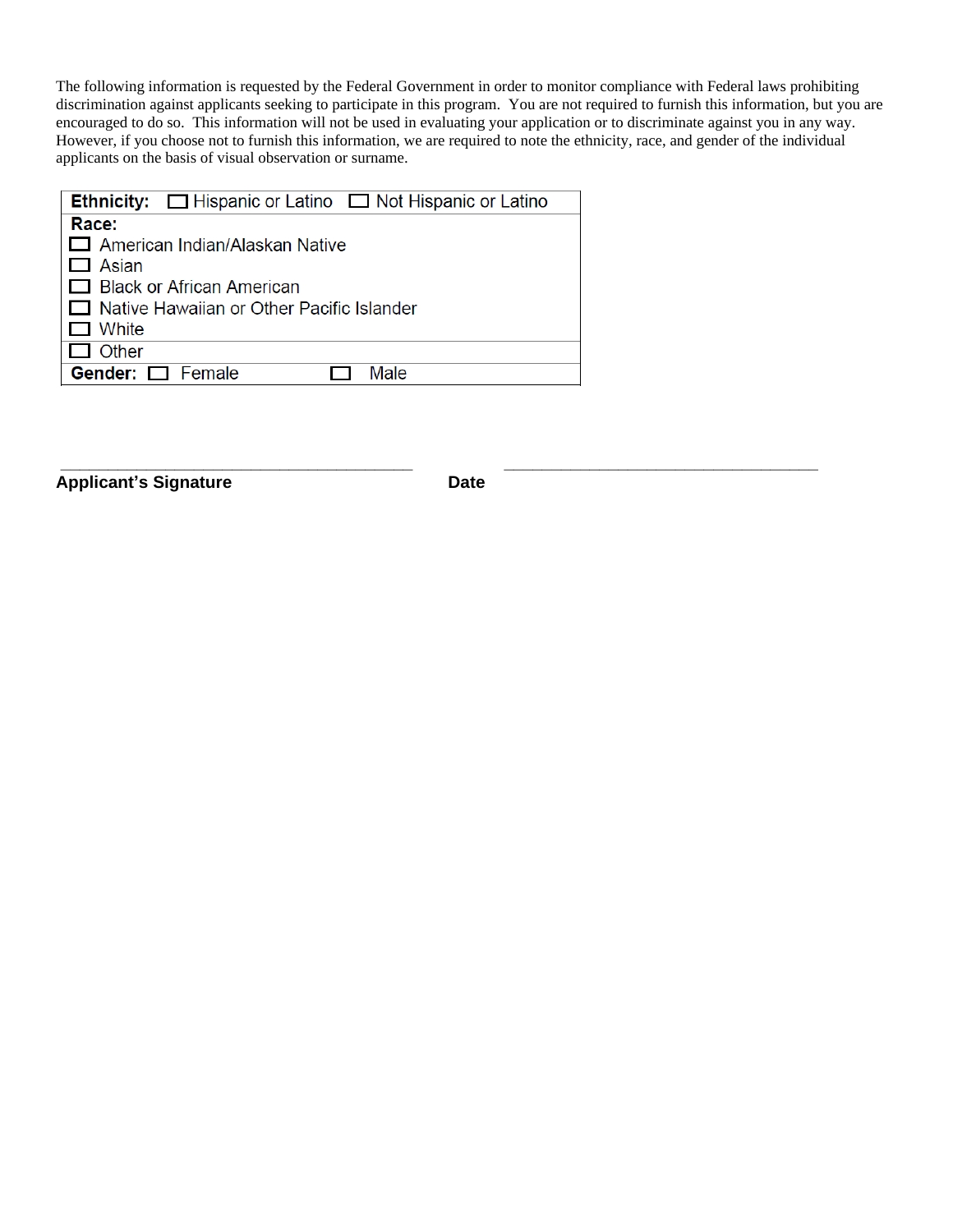The following information is requested by the Federal Government in order to monitor compliance with Federal laws prohibiting discrimination against applicants seeking to participate in this program. You are not required to furnish this information, but you are encouraged to do so. This information will not be used in evaluating your application or to discriminate against you in any way. However, if you choose not to furnish this information, we are required to note the ethnicity, race, and gender of the individual applicants on the basis of visual observation or surname.

| |
|---|
| **Ethnicity:** ☐ Hispanic or Latino ☐ Not Hispanic or Latino |
| **Race:**<br>☐ American Indian/Alaskan Native<br>☐ Asian<br>☐ Black or African American<br>☐ Native Hawaiian or Other Pacific Islander<br>☐ White |
| ☐ Other |
| **Gender:** ☐ Female ☐ Male |

\_\_\_\_\_\_\_\_\_\_\_\_\_\_\_\_\_\_\_\_\_\_\_\_\_\_\_\_\_\_\_\_\_\_\_\_\_\_\_\_\_\_ \_\_\_\_\_\_\_\_\_\_\_\_\_\_\_\_\_\_\_\_\_\_\_\_\_\_\_\_\_\_\_\_\_\_\_\_\_\_

**Applicant's Signature** **Date**